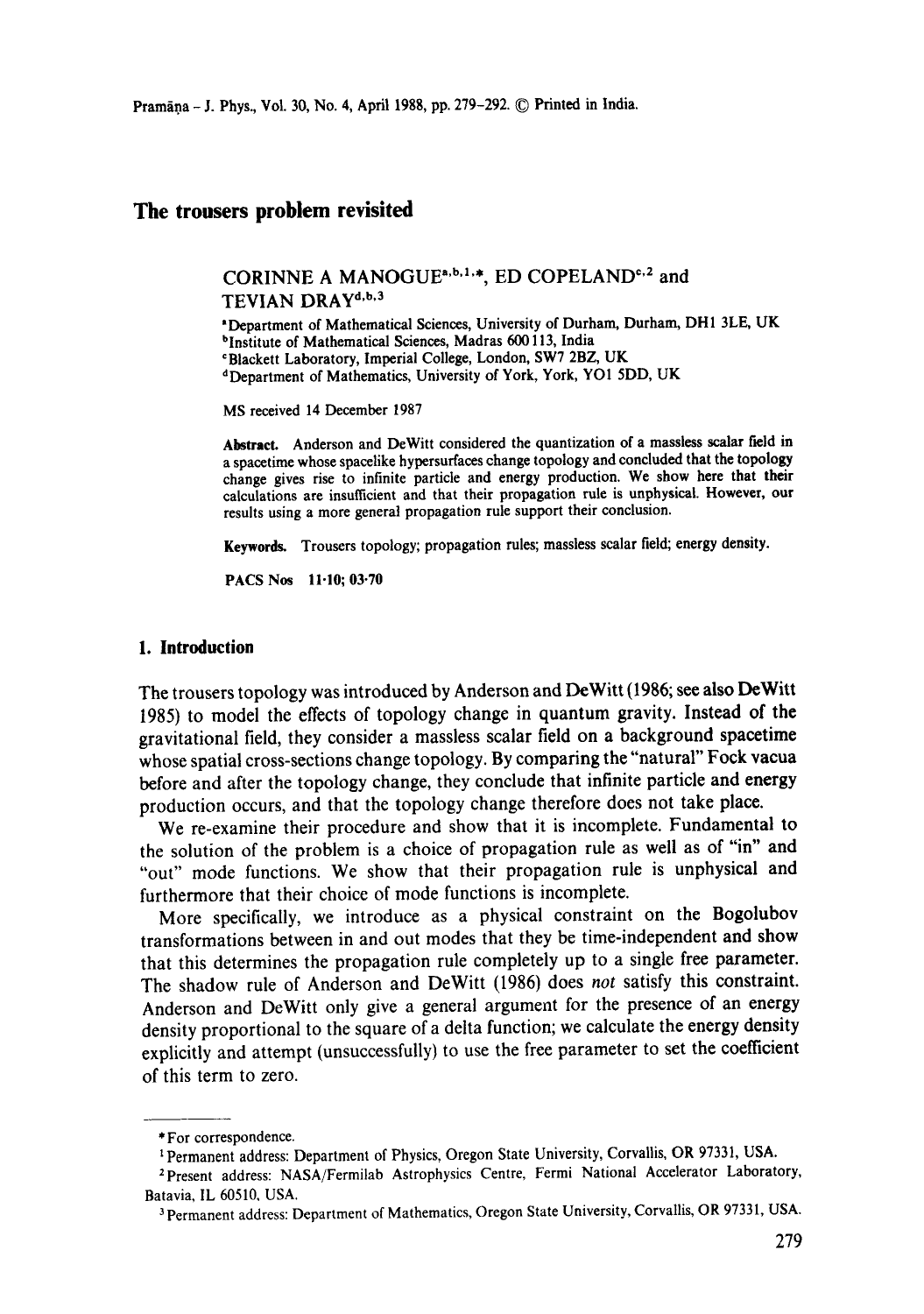# The trousers problem revisited

CORINNE A MANOGUE[a,b,1,*], ED COPELAND[c,2] and TEVIAN DRAY[d,b,3]

[a]Department of Mathematical Sciences, University of Durham, Durham, DH1 3LE, UK
[b]Institute of Mathematical Sciences, Madras 600 113, India
[c]Blackett Laboratory, Imperial College, London, SW7 2BZ, UK
[d]Department of Mathematics, University of York, York, YO1 5DD, UK

MS received 14 December 1987

**Abstract.** Anderson and DeWitt considered the quantization of a massless scalar field in a spacetime whose spacelike hypersurfaces change topology and concluded that the topology change gives rise to infinite particle and energy production. We show here that their calculations are insufficient and that their propagation rule is unphysical. However, our results using a more general propagation rule support their conclusion.

**Keywords.** Trousers topology; propagation rules; massless scalar field; energy density.

**PACS Nos** 11·10; 03·70

## 1. Introduction

The trousers topology was introduced by Anderson and DeWitt (1986; see also DeWitt 1985) to model the effects of topology change in quantum gravity. Instead of the gravitational field, they consider a massless scalar field on a background spacetime whose spatial cross-sections change topology. By comparing the "natural" Fock vacua before and after the topology change, they conclude that infinite particle and energy production occurs, and that the topology change therefore does not take place.

We re-examine their procedure and show that it is incomplete. Fundamental to the solution of the problem is a choice of propagation rule as well as of "in" and "out" mode functions. We show that their propagation rule is unphysical and furthermore that their choice of mode functions is incomplete.

More specifically, we introduce as a physical constraint on the Bogolubov transformations between in and out modes that they be time-independent and show that this determines the propagation rule completely up to a single free parameter. The shadow rule of Anderson and DeWitt (1986) does *not* satisfy this constraint. Anderson and DeWitt only give a general argument for the presence of an energy density proportional to the square of a delta function; we calculate the energy density explicitly and attempt (unsuccessfully) to use the free parameter to set the coefficient of this term to zero.

---

*For correspondence.

[1]Permanent address: Department of Physics, Oregon State University, Corvallis, OR 97331, USA.

[2]Present address: NASA/Fermilab Astrophysics Centre, Fermi National Accelerator Laboratory, Batavia, IL 60510, USA.

[3]Permanent address: Department of Mathematics, Oregon State University, Corvallis, OR 97331, USA.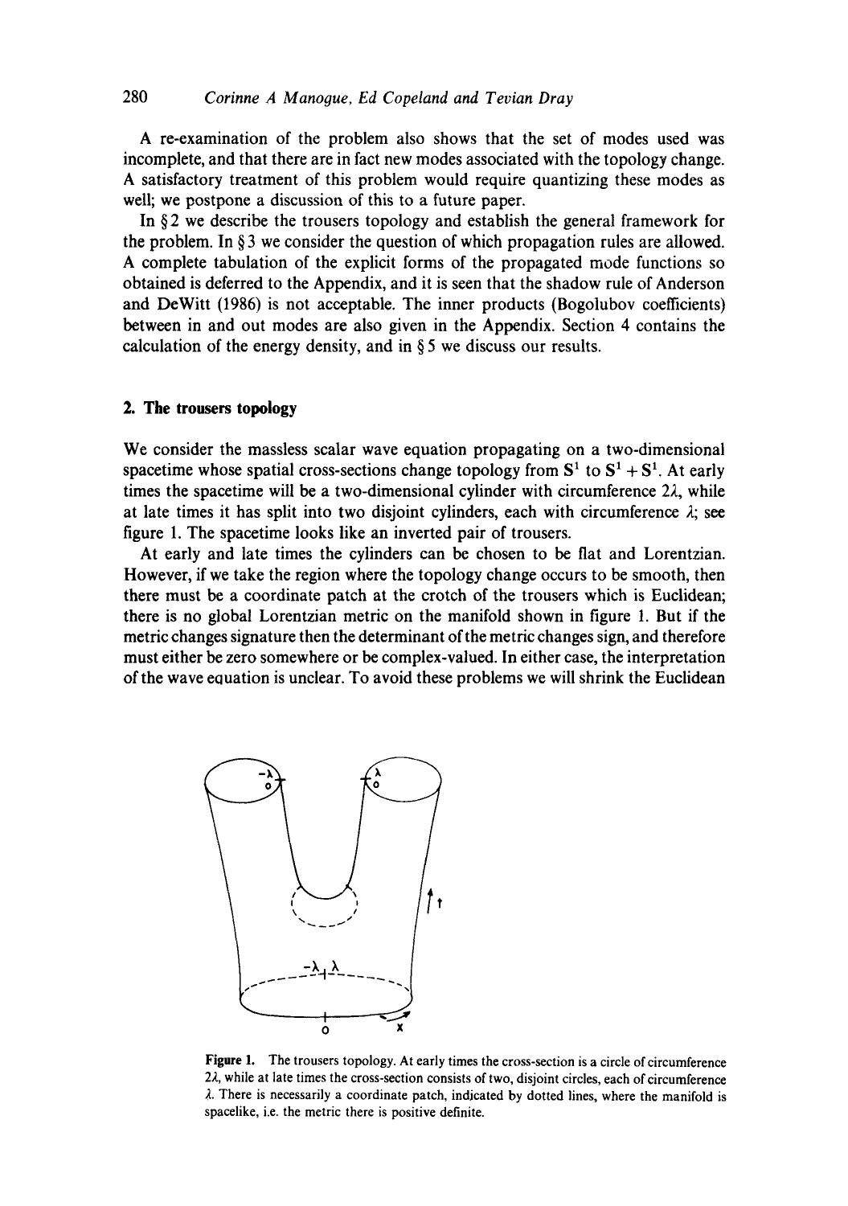A re-examination of the problem also shows that the set of modes used was incomplete, and that there are in fact new modes associated with the topology change. A satisfactory treatment of this problem would require quantizing these modes as well; we postpone a discussion of this to a future paper.

In § 2 we describe the trousers topology and establish the general framework for the problem. In § 3 we consider the question of which propagation rules are allowed. A complete tabulation of the explicit forms of the propagated mode functions so obtained is deferred to the Appendix, and it is seen that the shadow rule of Anderson and DeWitt (1986) is not acceptable. The inner products (Bogolubov coefficients) between in and out modes are also given in the Appendix. Section 4 contains the calculation of the energy density, and in § 5 we discuss our results.

## 2. The trousers topology

We consider the massless scalar wave equation propagating on a two-dimensional spacetime whose spatial cross-sections change topology from $S^1$ to $S^1 + S^1$. At early times the spacetime will be a two-dimensional cylinder with circumference $2\lambda$, while at late times it has split into two disjoint cylinders, each with circumference $\lambda$; see figure 1. The spacetime looks like an inverted pair of trousers.

At early and late times the cylinders can be chosen to be flat and Lorentzian. However, if we take the region where the topology change occurs to be smooth, then there must be a coordinate patch at the crotch of the trousers which is Euclidean; there is no global Lorentzian metric on the manifold shown in figure 1. But if the metric changes signature then the determinant of the metric changes sign, and therefore must either be zero somewhere or be complex-valued. In either case, the interpretation of the wave equation is unclear. To avoid these problems we will shrink the Euclidean

**Figure 1.** The trousers topology. At early times the cross-section is a circle of circumference $2\lambda$, while at late times the cross-section consists of two, disjoint circles, each of circumference $\lambda$. There is necessarily a coordinate patch, indicated by dotted lines, where the manifold is spacelike, i.e. the metric there is positive definite.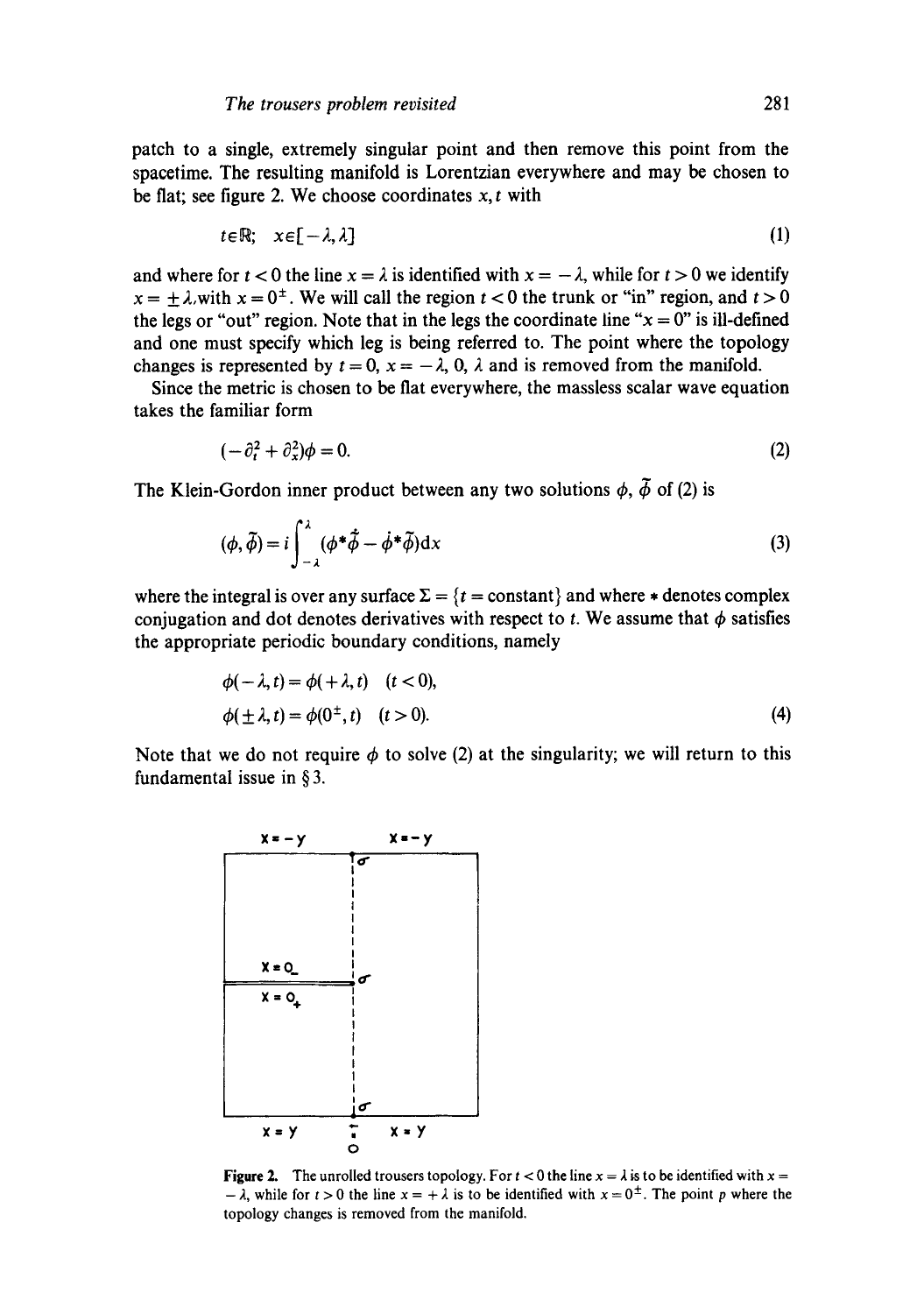patch to a single, extremely singular point and then remove this point from the spacetime. The resulting manifold is Lorentzian everywhere and may be chosen to be flat; see figure 2. We choose coordinates $x, t$ with

$$t \in \mathbb{R}; \quad x \in [-\lambda, \lambda] \tag{1}$$

and where for $t < 0$ the line $x = \lambda$ is identified with $x = -\lambda$, while for $t > 0$ we identify $x = \pm\lambda$, with $x = 0^{\pm}$. We will call the region $t < 0$ the trunk or "in" region, and $t > 0$ the legs or "out" region. Note that in the legs the coordinate line "$x = 0$" is ill-defined and one must specify which leg is being referred to. The point where the topology changes is represented by $t = 0$, $x = -\lambda$, 0, $\lambda$ and is removed from the manifold.

Since the metric is chosen to be flat everywhere, the massless scalar wave equation takes the familiar form

$$(-\partial_t^2 + \partial_x^2)\phi = 0. \tag{2}$$

The Klein-Gordon inner product between any two solutions $\phi$, $\tilde{\phi}$ of (2) is

$$(\phi, \tilde{\phi}) = i \int_{-\lambda}^{\lambda} (\phi^* \dot{\tilde{\phi}} - \dot{\phi}^* \tilde{\phi}) \mathrm{d}x \tag{3}$$

where the integral is over any surface $\Sigma = \{t = \text{constant}\}$ and where $*$ denotes complex conjugation and dot denotes derivatives with respect to $t$. We assume that $\phi$ satisfies the appropriate periodic boundary conditions, namely

$$\begin{aligned} \phi(-\lambda, t) &= \phi(+\lambda, t) \quad (t < 0), \\ \phi(\pm\lambda, t) &= \phi(0^{\pm}, t) \quad (t > 0). \end{aligned} \tag{4}$$

Note that we do not require $\phi$ to solve (2) at the singularity; we will return to this fundamental issue in § 3.

**Figure 2.** The unrolled trousers topology. For $t < 0$ the line $x = \lambda$ is to be identified with $x = -\lambda$, while for $t > 0$ the line $x = +\lambda$ is to be identified with $x = 0^{\pm}$. The point $p$ where the topology changes is removed from the manifold.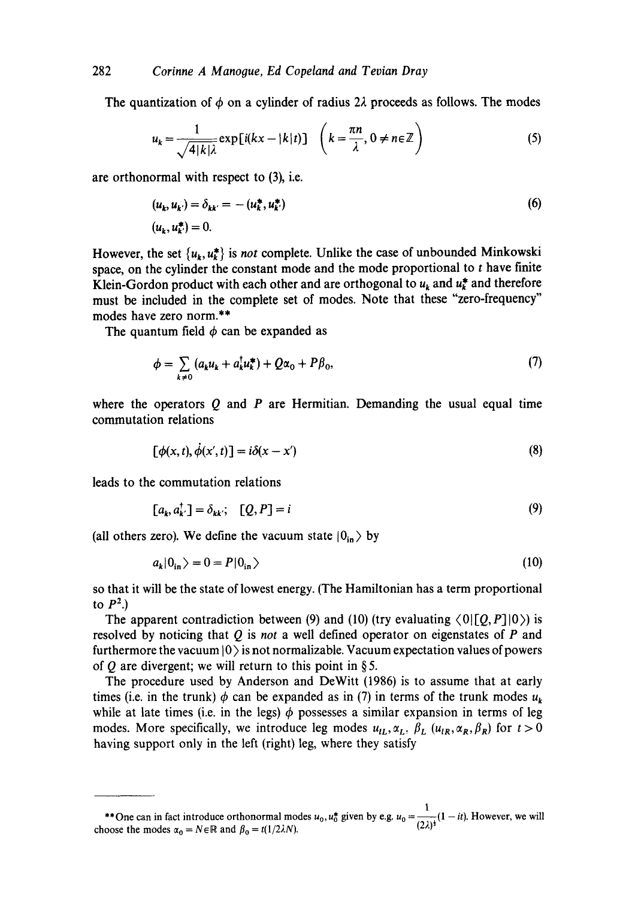The quantization of $\phi$ on a cylinder of radius $2\lambda$ proceeds as follows. The modes

$$u_k = \frac{1}{\sqrt{4|k|\lambda}} \exp[i(kx - |k|t)] \quad \left(k = \frac{\pi n}{\lambda}, 0 \neq n \in \mathbb{Z}\right) \tag{5}$$

are orthonormal with respect to (3), i.e.

$$(u_k, u_{k'}) = \delta_{kk'} = -(u_k^*, u_{k'}^*) \tag{6}$$
$$(u_k, u_{k'}^*) = 0.$$

However, the set $\{u_k, u_k^*\}$ is *not* complete. Unlike the case of unbounded Minkowski space, on the cylinder the constant mode and the mode proportional to $t$ have finite Klein-Gordon product with each other and are orthogonal to $u_k$ and $u_k^*$ and therefore must be included in the complete set of modes. Note that these "zero-frequency" modes have zero norm.**

The quantum field $\phi$ can be expanded as

$$\phi = \sum_{k \neq 0} (a_k u_k + a_k^\dagger u_k^*) + Q\alpha_0 + P\beta_0, \tag{7}$$

where the operators $Q$ and $P$ are Hermitian. Demanding the usual equal time commutation relations

$$[\phi(x,t), \dot{\phi}(x',t)] = i\delta(x - x') \tag{8}$$

leads to the commutation relations

$$[a_k, a_{k'}^\dagger] = \delta_{kk'}; \quad [Q, P] = i \tag{9}$$

(all others zero). We define the vacuum state $|0_{\text{in}}\rangle$ by

$$a_k|0_{\text{in}}\rangle = 0 = P|0_{\text{in}}\rangle \tag{10}$$

so that it will be the state of lowest energy. (The Hamiltonian has a term proportional to $P^2$.)

The apparent contradiction between (9) and (10) (try evaluating $\langle 0|[Q,P]|0\rangle$) is resolved by noticing that $Q$ is *not* a well defined operator on eigenstates of $P$ and furthermore the vacuum $|0\rangle$ is not normalizable. Vacuum expectation values of powers of $Q$ are divergent; we will return to this point in § 5.

The procedure used by Anderson and DeWitt (1986) is to assume that at early times (i.e. in the trunk) $\phi$ can be expanded as in (7) in terms of the trunk modes $u_k$ while at late times (i.e. in the legs) $\phi$ possesses a similar expansion in terms of leg modes. More specifically, we introduce leg modes $u_{lL}, \alpha_L, \beta_L$ ($u_{lR}, \alpha_R, \beta_R$) for $t > 0$ having support only in the left (right) leg, where they satisfy

---

**One can in fact introduce orthonormal modes $u_0, u_0^*$ given by e.g. $u_0 = \frac{1}{(2\lambda)^{\frac{1}{2}}}(1 - it)$. However, we will choose the modes $\alpha_0 = N \in \mathbb{R}$ and $\beta_0 = t(1/2\lambda N)$.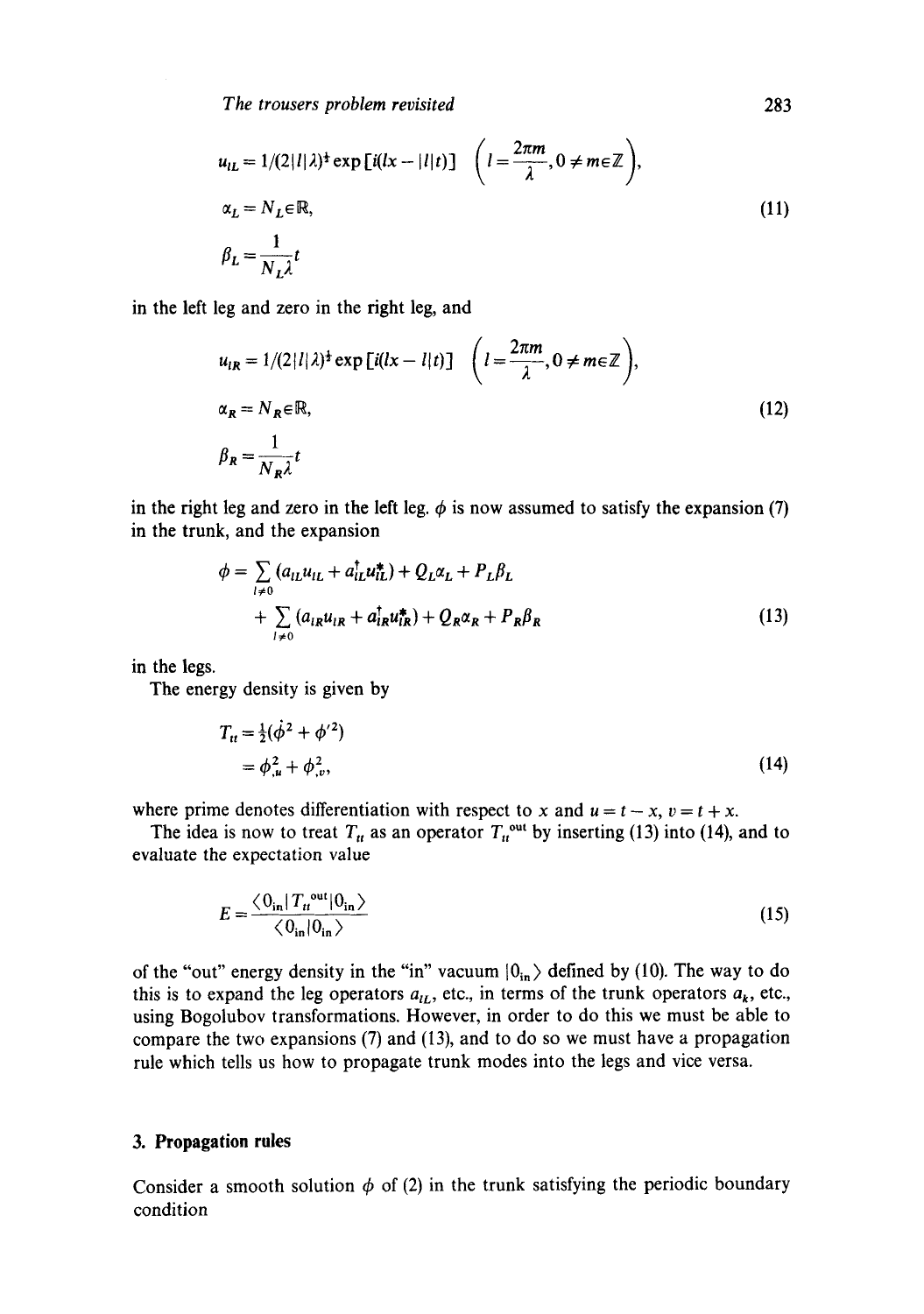$$u_{lL} = 1/(2|l|\lambda)^{\frac{1}{2}} \exp[i(lx - |l|t)] \quad \left(l = \frac{2\pi m}{\lambda}, 0 \neq m \in \mathbb{Z}\right),$$

$$\alpha_L = N_L \in \mathbb{R}, \tag{11}$$

$$\beta_L = \frac{1}{N_L \lambda} t$$

in the left leg and zero in the right leg, and

$$u_{lR} = 1/(2|l|\lambda)^{\frac{1}{2}} \exp[i(lx - l|t)] \quad \left(l = \frac{2\pi m}{\lambda}, 0 \neq m \in \mathbb{Z}\right),$$

$$\alpha_R = N_R \in \mathbb{R}, \tag{12}$$

$$\beta_R = \frac{1}{N_R \lambda} t$$

in the right leg and zero in the left leg. $\phi$ is now assumed to satisfy the expansion (7) in the trunk, and the expansion

$$\begin{aligned} \phi = &\sum_{l \neq 0} (a_{lL} u_{lL} + a_{lL}^{\dagger} u_{lL}^{*}) + Q_L \alpha_L + P_L \beta_L \\ &+ \sum_{l \neq 0} (a_{lR} u_{lR} + a_{lR}^{\dagger} u_{lR}^{*}) + Q_R \alpha_R + P_R \beta_R \end{aligned} \tag{13}$$

in the legs.

The energy density is given by

$$\begin{aligned} T_{tt} &= \tfrac{1}{2}(\dot{\phi}^2 + \phi'^2) \\ &= \phi_{,u}^2 + \phi_{,v}^2, \end{aligned} \tag{14}$$

where prime denotes differentiation with respect to $x$ and $u = t - x$, $v = t + x$.

The idea is now to treat $T_{tt}$ as an operator $T_{tt}{}^{\text{out}}$ by inserting (13) into (14), and to evaluate the expectation value

$$E = \frac{\langle 0_{\text{in}} | T_{tt}{}^{\text{out}} | 0_{\text{in}} \rangle}{\langle 0_{\text{in}} | 0_{\text{in}} \rangle} \tag{15}$$

of the "out" energy density in the "in" vacuum $|0_{\text{in}}\rangle$ defined by (10). The way to do this is to expand the leg operators $a_{lL}$, etc., in terms of the trunk operators $a_k$, etc., using Bogolubov transformations. However, in order to do this we must be able to compare the two expansions (7) and (13), and to do so we must have a propagation rule which tells us how to propagate trunk modes into the legs and vice versa.

## 3. Propagation rules

Consider a smooth solution $\phi$ of (2) in the trunk satisfying the periodic boundary condition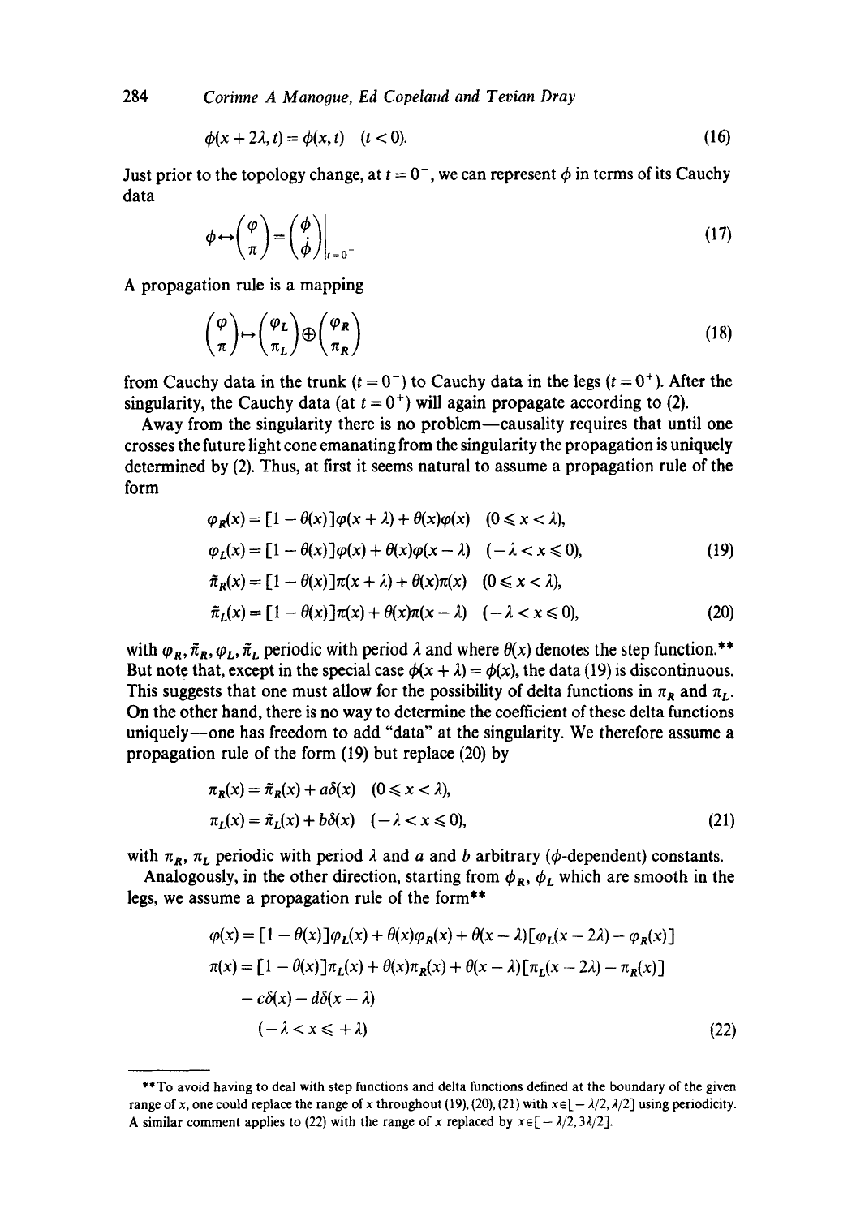$$\phi(x + 2\lambda, t) = \phi(x, t) \quad (t < 0). \tag{16}$$

Just prior to the topology change, at $t = 0^-$, we can represent $\phi$ in terms of its Cauchy data

$$\phi \leftrightarrow \begin{pmatrix} \varphi \\ \pi \end{pmatrix} = \begin{pmatrix} \phi \\ \dot{\phi} \end{pmatrix}\Bigg|_{t=0^-} \tag{17}$$

A propagation rule is a mapping

$$\begin{pmatrix} \varphi \\ \pi \end{pmatrix} \mapsto \begin{pmatrix} \varphi_L \\ \pi_L \end{pmatrix} \oplus \begin{pmatrix} \varphi_R \\ \pi_R \end{pmatrix} \tag{18}$$

from Cauchy data in the trunk ($t = 0^-$) to Cauchy data in the legs ($t = 0^+$). After the singularity, the Cauchy data (at $t = 0^+$) will again propagate according to (2).

Away from the singularity there is no problem—causality requires that until one crosses the future light cone emanating from the singularity the propagation is uniquely determined by (2). Thus, at first it seems natural to assume a propagation rule of the form

$$\begin{aligned} \varphi_R(x) &= [1 - \theta(x)]\varphi(x + \lambda) + \theta(x)\varphi(x) \quad (0 \leqslant x < \lambda), \\ \varphi_L(x) &= [1 - \theta(x)]\varphi(x) + \theta(x)\varphi(x - \lambda) \quad (-\lambda < x \leqslant 0), \end{aligned} \tag{19}$$

$$\begin{aligned} \tilde{\pi}_R(x) &= [1 - \theta(x)]\pi(x + \lambda) + \theta(x)\pi(x) \quad (0 \leqslant x < \lambda), \\ \tilde{\pi}_L(x) &= [1 - \theta(x)]\pi(x) + \theta(x)\pi(x - \lambda) \quad (-\lambda < x \leqslant 0), \end{aligned} \tag{20}$$

with $\varphi_R, \tilde{\pi}_R, \varphi_L, \tilde{\pi}_L$ periodic with period $\lambda$ and where $\theta(x)$ denotes the step function.** But note that, except in the special case $\phi(x + \lambda) = \phi(x)$, the data (19) is discontinuous. This suggests that one must allow for the possibility of delta functions in $\pi_R$ and $\pi_L$. On the other hand, there is no way to determine the coefficient of these delta functions uniquely—one has freedom to add "data" at the singularity. We therefore assume a propagation rule of the form (19) but replace (20) by

$$\begin{aligned} \pi_R(x) &= \tilde{\pi}_R(x) + a\delta(x) \quad (0 \leqslant x < \lambda), \\ \pi_L(x) &= \tilde{\pi}_L(x) + b\delta(x) \quad (-\lambda < x \leqslant 0), \end{aligned} \tag{21}$$

with $\pi_R$, $\pi_L$ periodic with period $\lambda$ and $a$ and $b$ arbitrary ($\phi$-dependent) constants.

Analogously, in the other direction, starting from $\phi_R$, $\phi_L$ which are smooth in the legs, we assume a propagation rule of the form**

$$\begin{aligned} \varphi(x) &= [1 - \theta(x)]\varphi_L(x) + \theta(x)\varphi_R(x) + \theta(x - \lambda)[\varphi_L(x - 2\lambda) - \varphi_R(x)] \\ \pi(x) &= [1 - \theta(x)]\pi_L(x) + \theta(x)\pi_R(x) + \theta(x - \lambda)[\pi_L(x - 2\lambda) - \pi_R(x)] \\ &\quad - c\delta(x) - d\delta(x - \lambda) \\ &\quad (-\lambda < x \leqslant +\lambda) \end{aligned} \tag{22}$$

---

**To avoid having to deal with step functions and delta functions defined at the boundary of the given range of $x$, one could replace the range of $x$ throughout (19), (20), (21) with $x \in [-\lambda/2, \lambda/2]$ using periodicity. A similar comment applies to (22) with the range of $x$ replaced by $x \in [-\lambda/2, 3\lambda/2]$.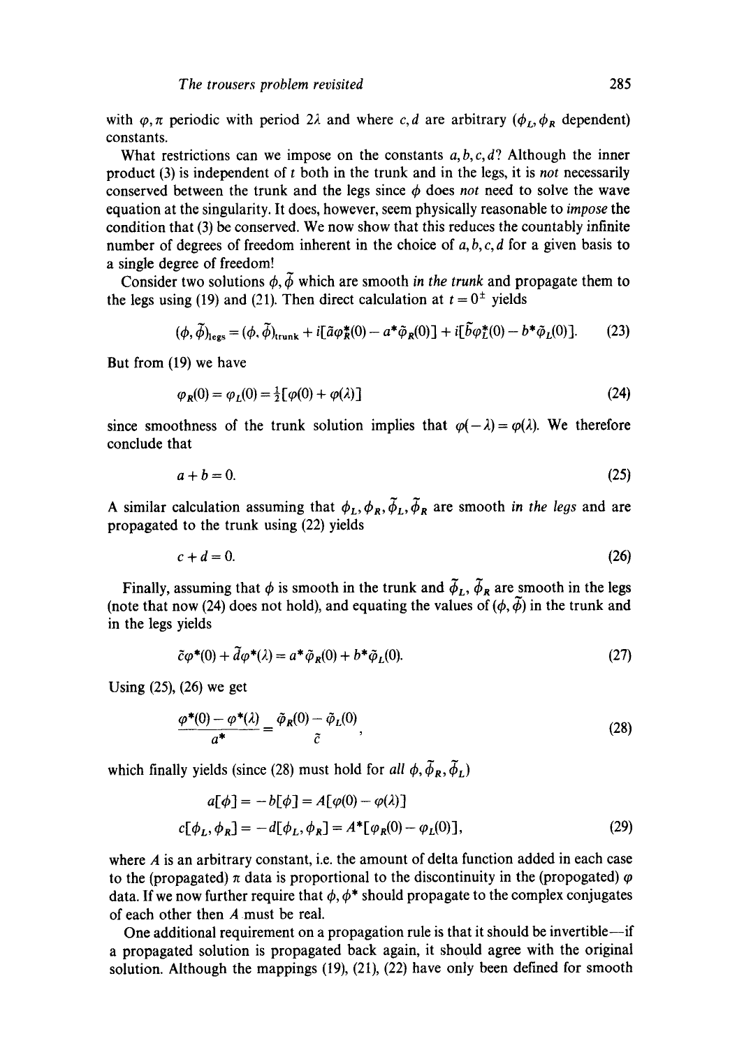with $\varphi, \pi$ periodic with period $2\lambda$ and where $c, d$ are arbitrary ($\phi_L, \phi_R$ dependent) constants.

What restrictions can we impose on the constants $a, b, c, d$? Although the inner product (3) is independent of $t$ both in the trunk and in the legs, it is *not* necessarily conserved between the trunk and the legs since $\phi$ does *not* need to solve the wave equation at the singularity. It does, however, seem physically reasonable to *impose* the condition that (3) be conserved. We now show that this reduces the countably infinite number of degrees of freedom inherent in the choice of $a, b, c, d$ for a given basis to a single degree of freedom!

Consider two solutions $\phi, \tilde{\phi}$ which are smooth *in the trunk* and propagate them to the legs using (19) and (21). Then direct calculation at $t = 0^{\pm}$ yields

$$(\phi, \tilde{\phi})_{\text{legs}} = (\phi, \tilde{\phi})_{\text{trunk}} + i[\tilde{a}\varphi_R^*(0) - a^*\tilde{\varphi}_R(0)] + i[\tilde{b}\varphi_L^*(0) - b^*\tilde{\varphi}_L(0)]. \tag{23}$$

But from (19) we have

$$\varphi_R(0) = \varphi_L(0) = \tfrac{1}{2}[\varphi(0) + \varphi(\lambda)] \tag{24}$$

since smoothness of the trunk solution implies that $\varphi(-\lambda) = \varphi(\lambda)$. We therefore conclude that

$$a + b = 0. \tag{25}$$

A similar calculation assuming that $\phi_L, \phi_R, \tilde{\phi}_L, \tilde{\phi}_R$ are smooth *in the legs* and are propagated to the trunk using (22) yields

$$c + d = 0. \tag{26}$$

Finally, assuming that $\phi$ is smooth in the trunk and $\tilde{\phi}_L$, $\tilde{\phi}_R$ are smooth in the legs (note that now (24) does not hold), and equating the values of $(\phi, \tilde{\phi})$ in the trunk and in the legs yields

$$\tilde{c}\varphi^*(0) + \tilde{d}\varphi^*(\lambda) = a^*\tilde{\varphi}_R(0) + b^*\tilde{\varphi}_L(0). \tag{27}$$

Using (25), (26) we get

$$\frac{\varphi^*(0) - \varphi^*(\lambda)}{a^*} = \frac{\tilde{\varphi}_R(0) - \tilde{\varphi}_L(0)}{\tilde{c}}, \tag{28}$$

which finally yields (since (28) must hold for *all* $\phi, \tilde{\phi}_R, \tilde{\phi}_L$)

$$\begin{aligned} a[\phi] &= -b[\phi] = A[\varphi(0) - \varphi(\lambda)] \\ c[\phi_L, \phi_R] &= -d[\phi_L, \phi_R] = A^*[\varphi_R(0) - \varphi_L(0)], \end{aligned} \tag{29}$$

where $A$ is an arbitrary constant, i.e. the amount of delta function added in each case to the (propagated) $\pi$ data is proportional to the discontinuity in the (propogated) $\varphi$ data. If we now further require that $\phi, \phi^*$ should propagate to the complex conjugates of each other then $A$ must be real.

One additional requirement on a propagation rule is that it should be invertible—if a propagated solution is propagated back again, it should agree with the original solution. Although the mappings (19), (21), (22) have only been defined for smooth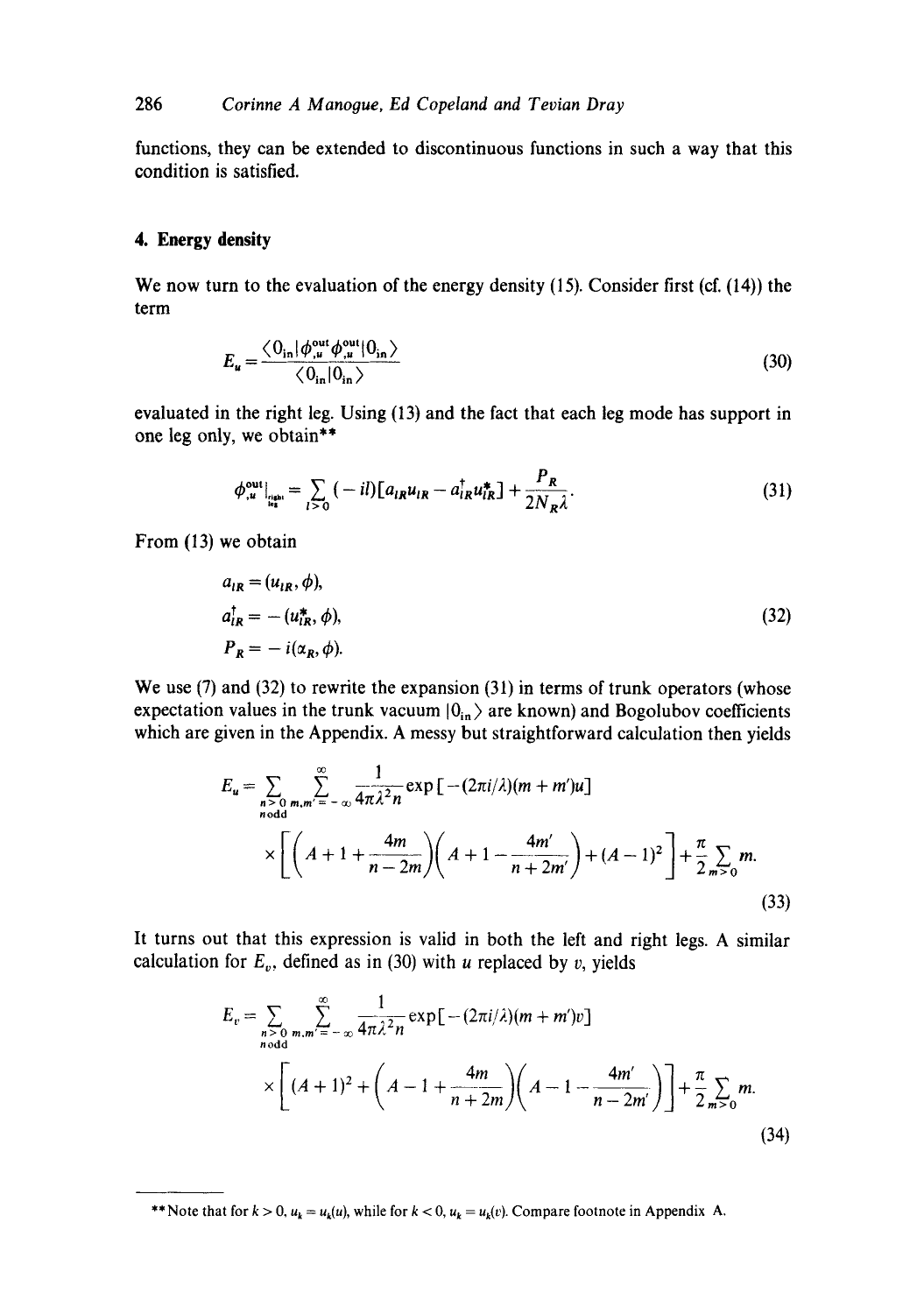functions, they can be extended to discontinuous functions in such a way that this condition is satisfied.

## 4. Energy density

We now turn to the evaluation of the energy density (15). Consider first (cf. (14)) the term

$$E_u = \frac{\langle 0_{\text{in}} | \phi^{\text{out}}_{,u} \phi^{\text{out}}_{,u} | 0_{\text{in}} \rangle}{\langle 0_{\text{in}} | 0_{\text{in}} \rangle} \tag{30}$$

evaluated in the right leg. Using (13) and the fact that each leg mode has support in one leg only, we obtain**

$$\phi^{\text{out}}_{,u}\Big|_{\substack{\text{right}\\ \text{leg}}} = \sum_{l>0} (-il)[a_{lR} u_{lR} - a^{\dagger}_{lR} u^{*}_{lR}] + \frac{P_R}{2N_R \lambda}. \tag{31}$$

From (13) we obtain

$$\begin{aligned}
a_{lR} &= (u_{lR}, \phi),\\
a^{\dagger}_{lR} &= -(u^{*}_{lR}, \phi),\\
P_R &= -i(\alpha_R, \phi).
\end{aligned} \tag{32}$$

We use (7) and (32) to rewrite the expansion (31) in terms of trunk operators (whose expectation values in the trunk vacuum $|0_{\text{in}}\rangle$ are known) and Bogolubov coefficients which are given in the Appendix. A messy but straightforward calculation then yields

$$E_u = \sum_{\substack{n>0\\ n\,\text{odd}}} \sum_{m,m'=-\infty}^{\infty} \frac{1}{4\pi\lambda^2 n} \exp[-(2\pi i/\lambda)(m+m')u] \times \left[ \left(A + 1 + \frac{4m}{n-2m}\right)\left(A + 1 - \frac{4m'}{n+2m'}\right) + (A-1)^2 \right] + \frac{\pi}{2}\sum_{m>0} m. \tag{33}$$

It turns out that this expression is valid in both the left and right legs. A similar calculation for $E_v$, defined as in (30) with $u$ replaced by $v$, yields

$$E_v = \sum_{\substack{n>0\\ n\,\text{odd}}} \sum_{m,m'=-\infty}^{\infty} \frac{1}{4\pi\lambda^2 n} \exp[-(2\pi i/\lambda)(m+m')v] \times \left[ (A+1)^2 + \left(A - 1 + \frac{4m}{n+2m}\right)\left(A - 1 - \frac{4m'}{n-2m'}\right) \right] + \frac{\pi}{2}\sum_{m>0} m. \tag{34}$$

---

**Note that for $k>0$, $u_k = u_k(u)$, while for $k<0$, $u_k = u_k(v)$. Compare footnote in Appendix A.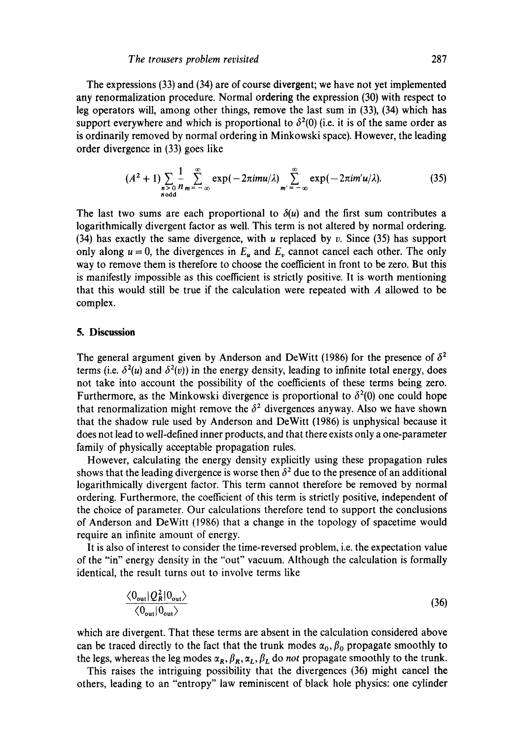The expressions (33) and (34) are of course divergent; we have not yet implemented any renormalization procedure. Normal ordering the expression (30) with respect to leg operators will, among other things, remove the last sum in (33), (34) which has support everywhere and which is proportional to $\delta^2(0)$ (i.e. it is of the same order as is ordinarily removed by normal ordering in Minkowski space). However, the leading order divergence in (33) goes like

$$(A^2+1)\sum_{\substack{n>0 \\ n\,\text{odd}}} \frac{1}{n} \sum_{m=-\infty}^{\infty} \exp(-2\pi imu/\lambda) \sum_{m'=-\infty}^{\infty} \exp(-2\pi im'u/\lambda). \tag{35}$$

The last two sums are each proportional to $\delta(u)$ and the first sum contributes a logarithmically divergent factor as well. This term is not altered by normal ordering. (34) has exactly the same divergence, with $u$ replaced by $v$. Since (35) has support only along $u=0$, the divergences in $E_u$ and $E_v$ cannot cancel each other. The only way to remove them is therefore to choose the coefficient in front to be zero. But this is manifestly impossible as this coefficient is strictly positive. It is worth mentioning that this would still be true if the calculation were repeated with $A$ allowed to be complex.

## 5. Discussion

The general argument given by Anderson and DeWitt (1986) for the presence of $\delta^2$ terms (i.e. $\delta^2(u)$ and $\delta^2(v)$) in the energy density, leading to infinite total energy, does not take into account the possibility of the coefficients of these terms being zero. Furthermore, as the Minkowski divergence is proportional to $\delta^2(0)$ one could hope that renormalization might remove the $\delta^2$ divergences anyway. Also we have shown that the shadow rule used by Anderson and DeWitt (1986) is unphysical because it does not lead to well-defined inner products, and that there exists only a one-parameter family of physically acceptable propagation rules.

However, calculating the energy density explicitly using these propagation rules shows that the leading divergence is worse then $\delta^2$ due to the presence of an additional logarithmically divergent factor. This term cannot therefore be removed by normal ordering. Furthermore, the coefficient of this term is strictly positive, independent of the choice of parameter. Our calculations therefore tend to support the conclusions of Anderson and DeWitt (1986) that a change in the topology of spacetime would require an infinite amount of energy.

It is also of interest to consider the time-reversed problem, i.e. the expectation value of the "in" energy density in the "out" vacuum. Although the calculation is formally identical, the result turns out to involve terms like

$$\frac{\langle 0_{\text{out}}|Q_R^2|0_{\text{out}}\rangle}{\langle 0_{\text{out}}|0_{\text{out}}\rangle} \tag{36}$$

which are divergent. That these terms are absent in the calculation considered above can be traced directly to the fact that the trunk modes $\alpha_0, \beta_0$ propagate smoothly to the legs, whereas the leg modes $\alpha_R, \beta_R, \alpha_L, \beta_L$ do *not* propagate smoothly to the trunk.

This raises the intriguing possibility that the divergences (36) might cancel the others, leading to an "entropy" law reminiscent of black hole physics: one cylinder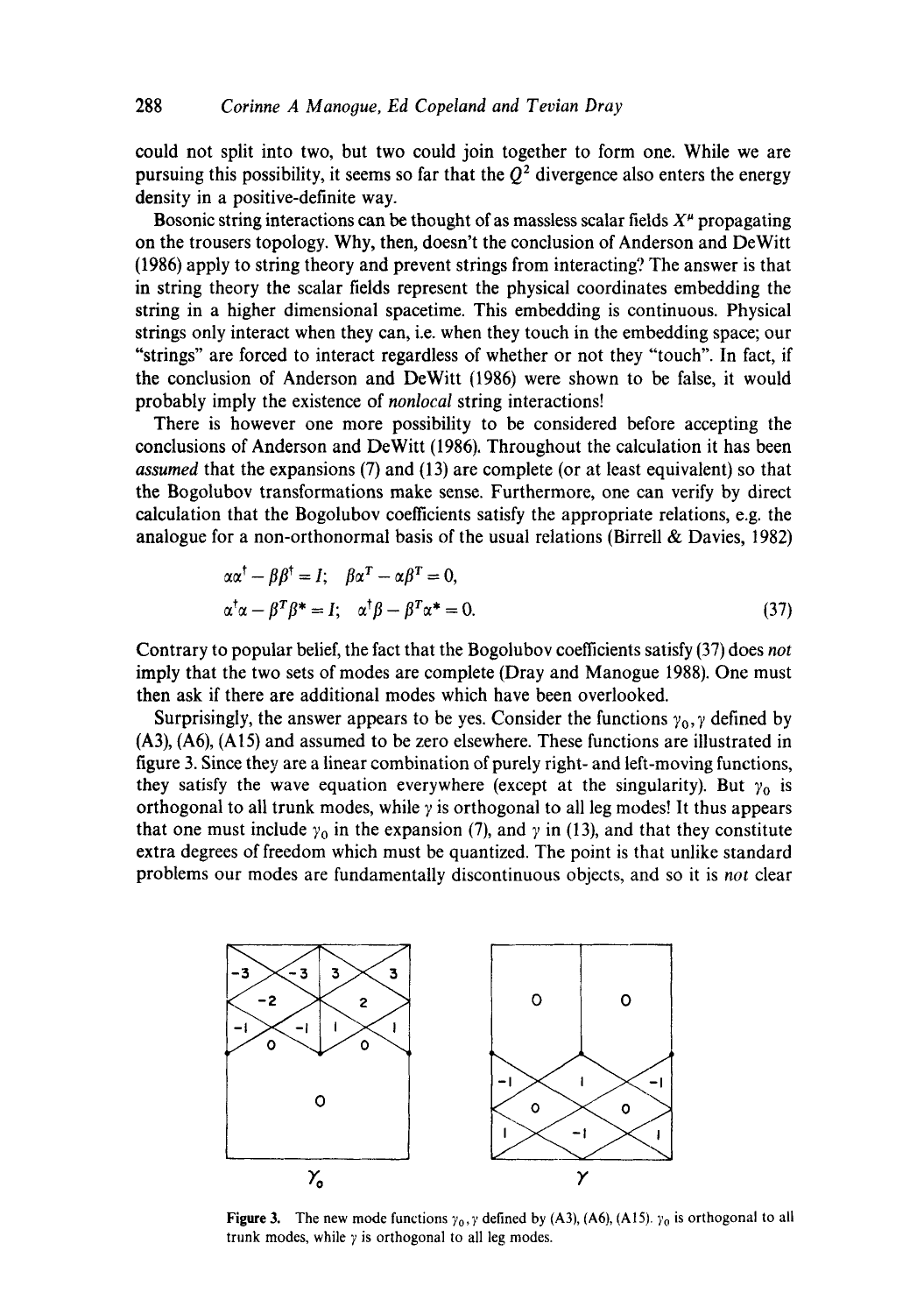could not split into two, but two could join together to form one. While we are pursuing this possibility, it seems so far that the $Q^2$ divergence also enters the energy density in a positive-definite way.

Bosonic string interactions can be thought of as massless scalar fields $X^\mu$ propagating on the trousers topology. Why, then, doesn't the conclusion of Anderson and DeWitt (1986) apply to string theory and prevent strings from interacting? The answer is that in string theory the scalar fields represent the physical coordinates embedding the string in a higher dimensional spacetime. This embedding is continuous. Physical strings only interact when they can, i.e. when they touch in the embedding space; our "strings" are forced to interact regardless of whether or not they "touch". In fact, if the conclusion of Anderson and DeWitt (1986) were shown to be false, it would probably imply the existence of *nonlocal* string interactions!

There is however one more possibility to be considered before accepting the conclusions of Anderson and DeWitt (1986). Throughout the calculation it has been *assumed* that the expansions (7) and (13) are complete (or at least equivalent) so that the Bogolubov transformations make sense. Furthermore, one can verify by direct calculation that the Bogolubov coefficients satisfy the appropriate relations, e.g. the analogue for a non-orthonormal basis of the usual relations (Birrell & Davies, 1982)

$$\alpha\alpha^\dagger - \beta\beta^\dagger = I; \quad \beta\alpha^T - \alpha\beta^T = 0,$$
$$\alpha^\dagger\alpha - \beta^T\beta^* = I; \quad \alpha^\dagger\beta - \beta^T\alpha^* = 0. \tag{37}$$

Contrary to popular belief, the fact that the Bogolubov coefficients satisfy (37) does *not* imply that the two sets of modes are complete (Dray and Manogue 1988). One must then ask if there are additional modes which have been overlooked.

Surprisingly, the answer appears to be yes. Consider the functions $\gamma_0, \gamma$ defined by (A3), (A6), (A15) and assumed to be zero elsewhere. These functions are illustrated in figure 3. Since they are a linear combination of purely right- and left-moving functions, they satisfy the wave equation everywhere (except at the singularity). But $\gamma_0$ is orthogonal to all trunk modes, while $\gamma$ is orthogonal to all leg modes! It thus appears that one must include $\gamma_0$ in the expansion (7), and $\gamma$ in (13), and that they constitute extra degrees of freedom which must be quantized. The point is that unlike standard problems our modes are fundamentally discontinuous objects, and so it is *not* clear

**Figure 3.** The new mode functions $\gamma_0, \gamma$ defined by (A3), (A6), (A15). $\gamma_0$ is orthogonal to all trunk modes, while $\gamma$ is orthogonal to all leg modes.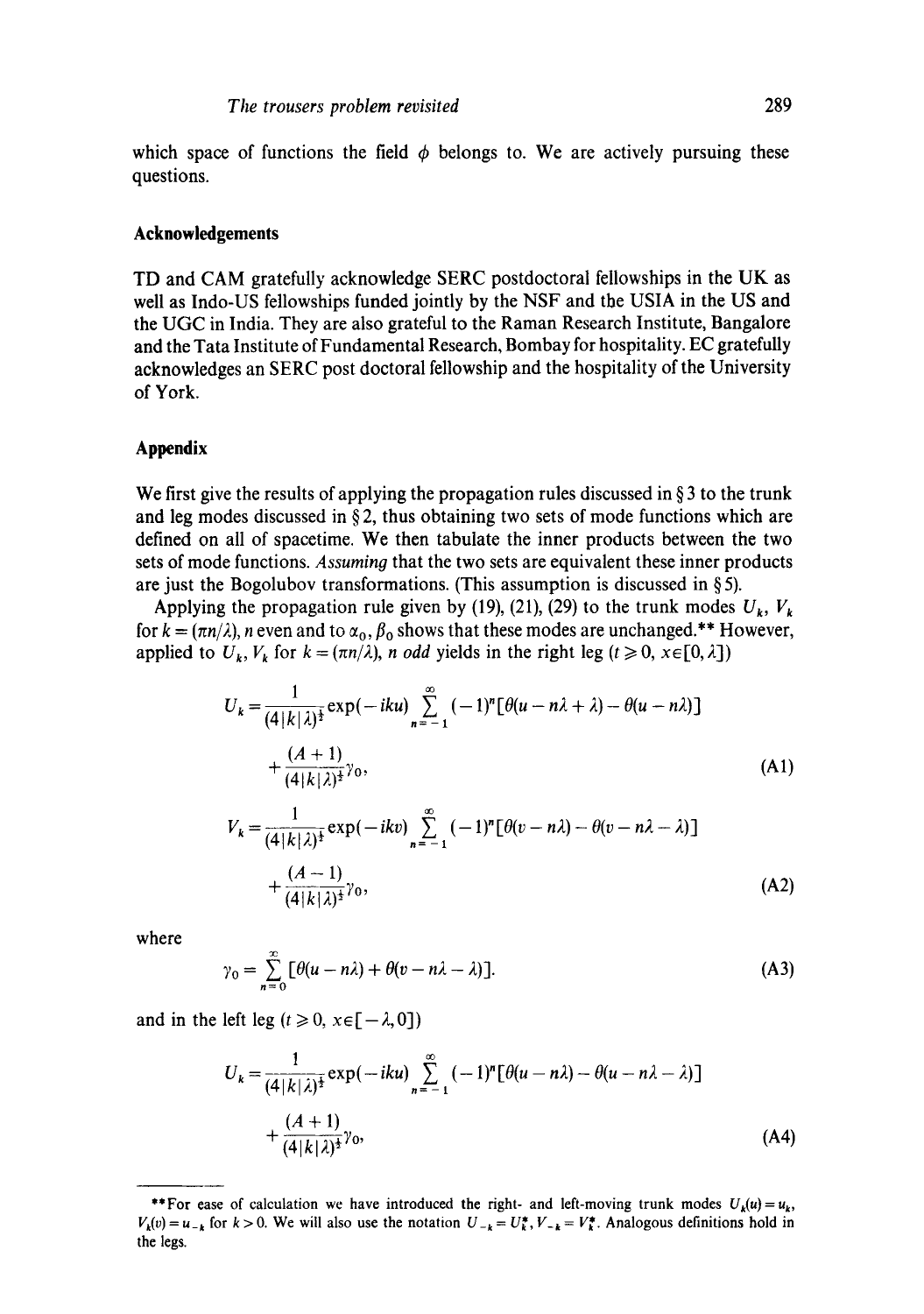which space of functions the field $\phi$ belongs to. We are actively pursuing these questions.

## Acknowledgements

TD and CAM gratefully acknowledge SERC postdoctoral fellowships in the UK as well as Indo-US fellowships funded jointly by the NSF and the USIA in the US and the UGC in India. They are also grateful to the Raman Research Institute, Bangalore and the Tata Institute of Fundamental Research, Bombay for hospitality. EC gratefully acknowledges an SERC post doctoral fellowship and the hospitality of the University of York.

## Appendix

We first give the results of applying the propagation rules discussed in § 3 to the trunk and leg modes discussed in § 2, thus obtaining two sets of mode functions which are defined on all of spacetime. We then tabulate the inner products between the two sets of mode functions. *Assuming* that the two sets are equivalent these inner products are just the Bogolubov transformations. (This assumption is discussed in § 5).

Applying the propagation rule given by (19), (21), (29) to the trunk modes $U_k$, $V_k$ for $k = (\pi n/\lambda)$, $n$ even and to $\alpha_0$, $\beta_0$ shows that these modes are unchanged.** However, applied to $U_k$, $V_k$ for $k = (\pi n/\lambda)$, $n$ *odd* yields in the right leg ($t \geqslant 0$, $x \in [0, \lambda]$)

$$U_k = \frac{1}{(4|k|\lambda)^{\frac{1}{2}}} \exp(-iku) \sum_{n=-1}^{\infty} (-1)^n [\theta(u - n\lambda + \lambda) - \theta(u - n\lambda)] + \frac{(A+1)}{(4|k|\lambda)^{\frac{1}{2}}} \gamma_0, \tag{A1}$$

$$V_k = \frac{1}{(4|k|\lambda)^{\frac{1}{2}}} \exp(-ikv) \sum_{n=-1}^{\infty} (-1)^n [\theta(v - n\lambda) - \theta(v - n\lambda - \lambda)] + \frac{(A-1)}{(4|k|\lambda)^{\frac{1}{2}}} \gamma_0, \tag{A2}$$

where

$$\gamma_0 = \sum_{n=0}^{\infty} [\theta(u - n\lambda) + \theta(v - n\lambda - \lambda)]. \tag{A3}$$

and in the left leg ($t \geqslant 0$, $x \in [-\lambda, 0]$)

$$U_k = \frac{1}{(4|k|\lambda)^{\frac{1}{2}}} \exp(-iku) \sum_{n=-1}^{\infty} (-1)^n [\theta(u - n\lambda) - \theta(u - n\lambda - \lambda)] + \frac{(A+1)}{(4|k|\lambda)^{\frac{1}{2}}} \gamma_0, \tag{A4}$$

---

**For ease of calculation we have introduced the right- and left-moving trunk modes $U_k(u) = u_k$, $V_k(v) = u_{-k}$ for $k > 0$. We will also use the notation $U_{-k} = U_k^*$, $V_{-k} = V_k^*$. Analogous definitions hold in the legs.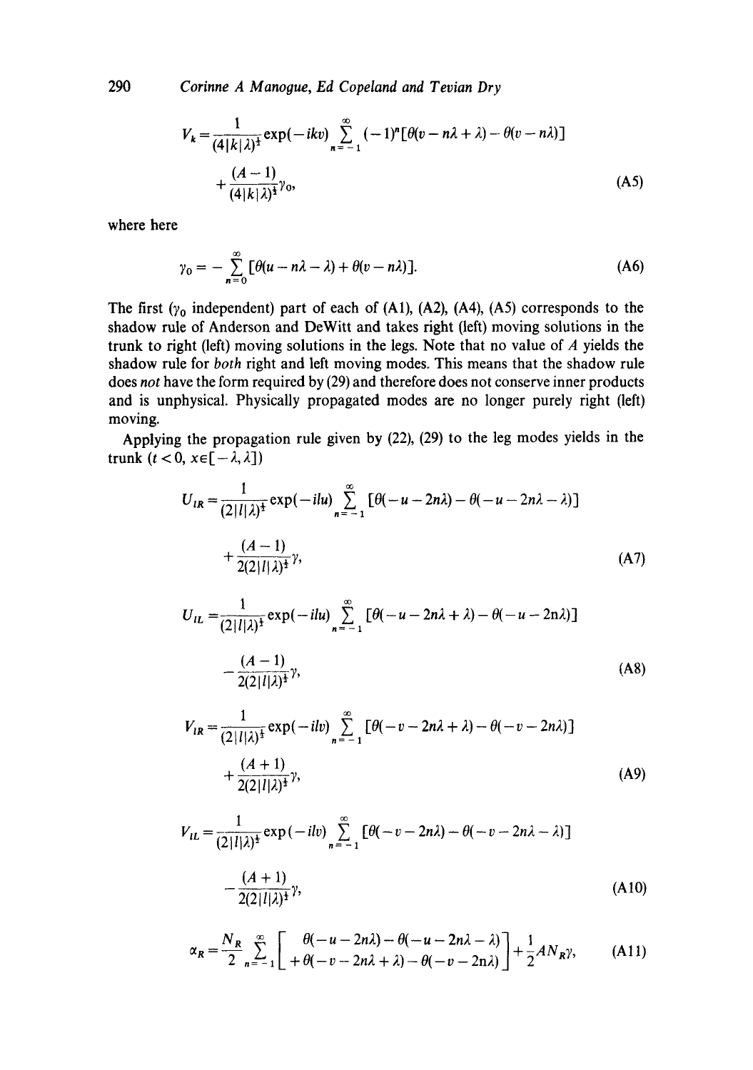$$V_k = \frac{1}{(4|k|\lambda)^{\frac{1}{2}}} \exp(-ikv) \sum_{n=-1}^{\infty} (-1)^n [\theta(v - n\lambda + \lambda) - \theta(v - n\lambda)]$$

$$+ \frac{(A-1)}{(4|k|\lambda)^{\frac{1}{2}}} \gamma_0, \tag{A5}$$

where here

$$\gamma_0 = -\sum_{n=0}^{\infty} [\theta(u - n\lambda - \lambda) + \theta(v - n\lambda)]. \tag{A6}$$

The first ($\gamma_0$ independent) part of each of (A1), (A2), (A4), (A5) corresponds to the shadow rule of Anderson and DeWitt and takes right (left) moving solutions in the trunk to right (left) moving solutions in the legs. Note that no value of $A$ yields the shadow rule for *both* right and left moving modes. This means that the shadow rule does *not* have the form required by (29) and therefore does not conserve inner products and is unphysical. Physically propagated modes are no longer purely right (left) moving.

Applying the propagation rule given by (22), (29) to the leg modes yields in the trunk ($t < 0$, $x \in [-\lambda, \lambda]$)

$$U_{lR} = \frac{1}{(2|l|\lambda)^{\frac{1}{2}}} \exp(-ilu) \sum_{n=-1}^{\infty} [\theta(-u - 2n\lambda) - \theta(-u - 2n\lambda - \lambda)]$$

$$+ \frac{(A-1)}{2(2|l|\lambda)^{\frac{1}{2}}} \gamma, \tag{A7}$$

$$U_{lL} = \frac{1}{(2|l|\lambda)^{\frac{1}{2}}} \exp(-ilu) \sum_{n=-1}^{\infty} [\theta(-u - 2n\lambda + \lambda) - \theta(-u - 2n\lambda)]$$

$$- \frac{(A-1)}{2(2|l|\lambda)^{\frac{1}{2}}} \gamma, \tag{A8}$$

$$V_{lR} = \frac{1}{(2|l|\lambda)^{\frac{1}{2}}} \exp(-ilv) \sum_{n=-1}^{\infty} [\theta(-v - 2n\lambda + \lambda) - \theta(-v - 2n\lambda)]$$

$$+ \frac{(A+1)}{2(2|l|\lambda)^{\frac{1}{2}}} \gamma, \tag{A9}$$

$$V_{lL} = \frac{1}{(2|l|\lambda)^{\frac{1}{2}}} \exp(-ilv) \sum_{n=-1}^{\infty} [\theta(-v - 2n\lambda) - \theta(-v - 2n\lambda - \lambda)]$$

$$- \frac{(A+1)}{2(2|l|\lambda)^{\frac{1}{2}}} \gamma, \tag{A10}$$

$$\alpha_R = \frac{N_R}{2} \sum_{n=-1}^{\infty} \left[ \begin{array}{l} \theta(-u - 2n\lambda) - \theta(-u - 2n\lambda - \lambda) \\ + \theta(-v - 2n\lambda + \lambda) - \theta(-v - 2n\lambda) \end{array} \right] + \frac{1}{2} A N_R \gamma, \tag{A11}$$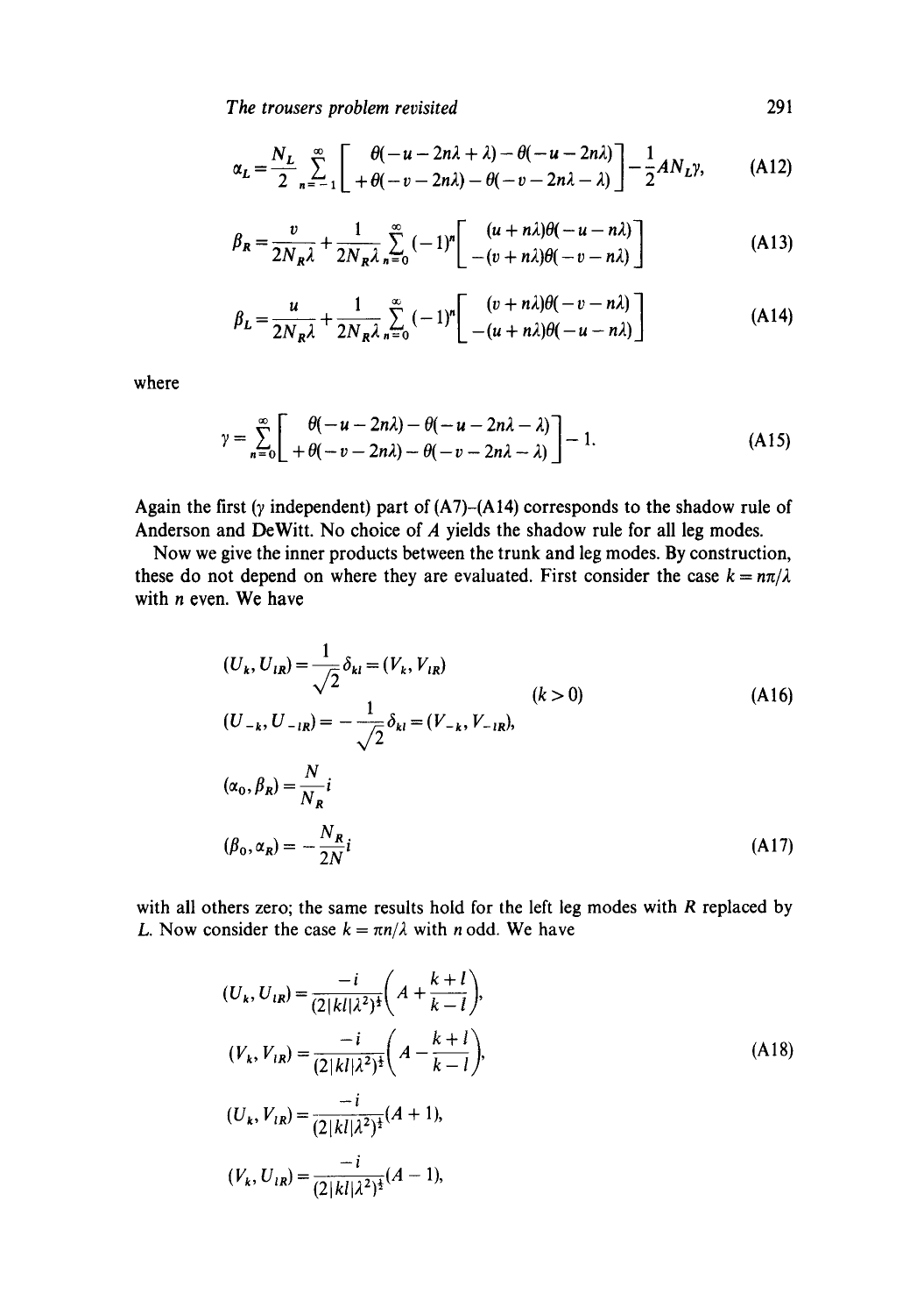$$\alpha_L = \frac{N_L}{2} \sum_{n=-1}^{\infty} \left[ \begin{array}{l} \theta(-u-2n\lambda+\lambda) - \theta(-u-2n\lambda) \\ +\theta(-v-2n\lambda) - \theta(-v-2n\lambda-\lambda) \end{array} \right] - \frac{1}{2} A N_L \gamma, \tag{A12}$$

$$\beta_R = \frac{v}{2N_R\lambda} + \frac{1}{2N_R\lambda} \sum_{n=0}^{\infty} (-1)^n \left[ \begin{array}{l} (u+n\lambda)\theta(-u-n\lambda) \\ -(v+n\lambda)\theta(-v-n\lambda) \end{array} \right] \tag{A13}$$

$$\beta_L = \frac{u}{2N_R\lambda} + \frac{1}{2N_R\lambda} \sum_{n=0}^{\infty} (-1)^n \left[ \begin{array}{l} (v+n\lambda)\theta(-v-n\lambda) \\ -(u+n\lambda)\theta(-u-n\lambda) \end{array} \right] \tag{A14}$$

where

$$\gamma = \sum_{n=0}^{\infty} \left[ \begin{array}{l} \theta(-u-2n\lambda) - \theta(-u-2n\lambda-\lambda) \\ +\theta(-v-2n\lambda) - \theta(-v-2n\lambda-\lambda) \end{array} \right] - 1. \tag{A15}$$

Again the first ($\gamma$ independent) part of (A7)–(A14) corresponds to the shadow rule of Anderson and DeWitt. No choice of $A$ yields the shadow rule for all leg modes.

Now we give the inner products between the trunk and leg modes. By construction, these do not depend on where they are evaluated. First consider the case $k = n\pi/\lambda$ with $n$ even. We have

$$\begin{aligned} (U_k, U_{lR}) &= \frac{1}{\sqrt{2}}\delta_{kl} = (V_k, V_{lR}) \\ & \qquad\qquad\qquad\qquad (k>0) \\ (U_{-k}, U_{-lR}) &= -\frac{1}{\sqrt{2}}\delta_{kl} = (V_{-k}, V_{-lR}), \end{aligned} \tag{A16}$$

$$\begin{aligned} (\alpha_0, \beta_R) &= \frac{N}{N_R} i \\ (\beta_0, \alpha_R) &= -\frac{N_R}{2N} i \end{aligned} \tag{A17}$$

with all others zero; the same results hold for the left leg modes with $R$ replaced by $L$. Now consider the case $k = \pi n/\lambda$ with $n$ odd. We have

$$\begin{aligned} (U_k, U_{lR}) &= \frac{-i}{(2|kl|\lambda^2)^{\frac{1}{2}}}\left(A + \frac{k+l}{k-l}\right), \\ (V_k, V_{lR}) &= \frac{-i}{(2|kl|\lambda^2)^{\frac{1}{2}}}\left(A - \frac{k+l}{k-l}\right), \\ (U_k, V_{lR}) &= \frac{-i}{(2|kl|\lambda^2)^{\frac{1}{2}}}(A+1), \\ (V_k, U_{lR}) &= \frac{-i}{(2|kl|\lambda^2)^{\frac{1}{2}}}(A-1), \end{aligned} \tag{A18}$$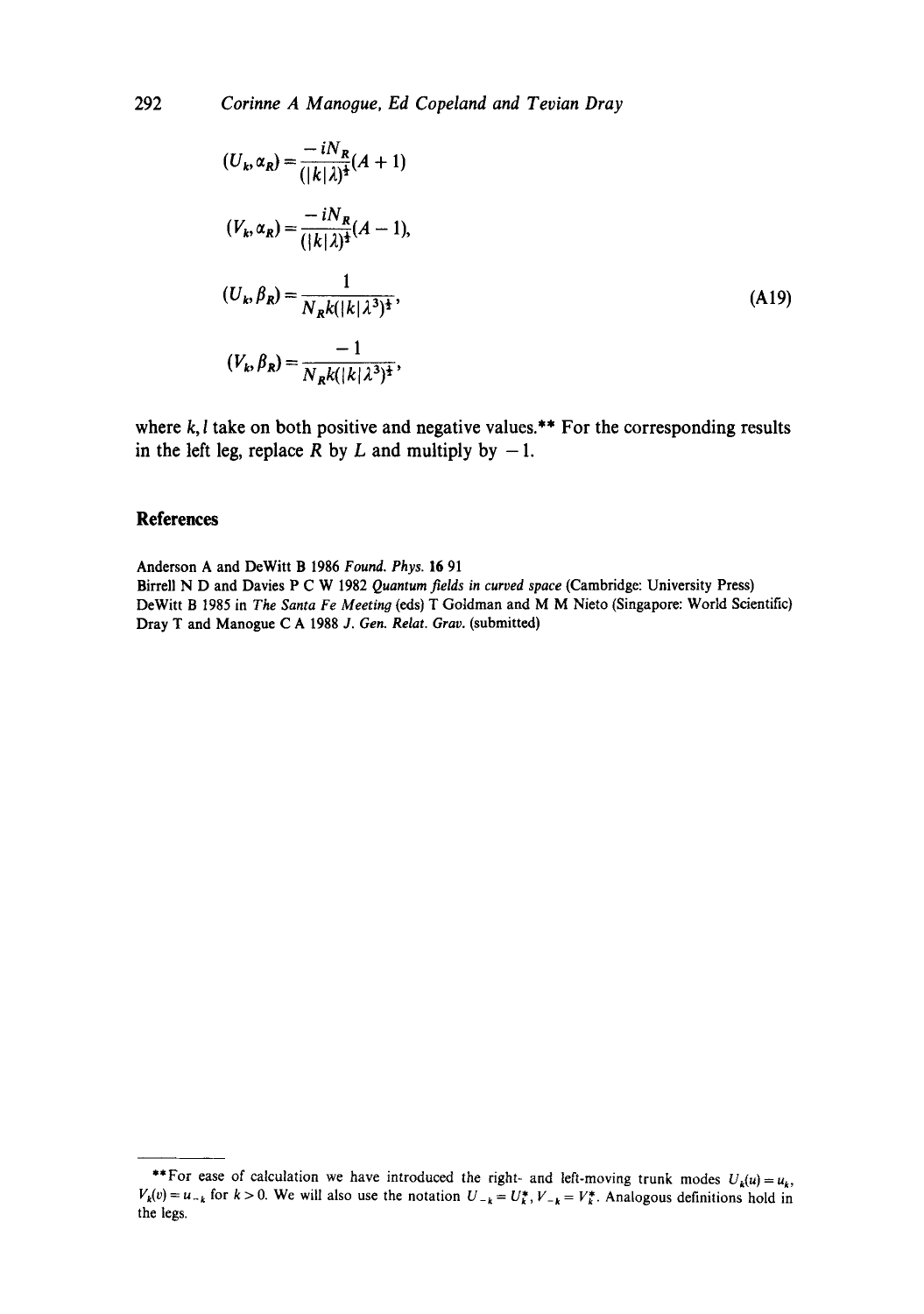$$
\begin{aligned}
(U_k, \alpha_R) &= \frac{-iN_R}{(|k|\lambda)^{\frac{1}{2}}}(A+1) \\
(V_k, \alpha_R) &= \frac{-iN_R}{(|k|\lambda)^{\frac{1}{2}}}(A-1), \\
(U_k, \beta_R) &= \frac{1}{N_R k(|k|\lambda^3)^{\frac{1}{2}}}, \\
(V_k, \beta_R) &= \frac{-1}{N_R k(|k|\lambda^3)^{\frac{1}{2}}},
\end{aligned}
\tag{A19}
$$

where $k, l$ take on both positive and negative values.** For the corresponding results in the left leg, replace $R$ by $L$ and multiply by $-1$.

## References

Anderson A and DeWitt B 1986 *Found. Phys.* **16** 91

Birrell N D and Davies P C W 1982 *Quantum fields in curved space* (Cambridge: University Press)

DeWitt B 1985 in *The Santa Fe Meeting* (eds) T Goldman and M M Nieto (Singapore: World Scientific)

Dray T and Manogue C A 1988 *J. Gen. Relat. Grav.* (submitted)

---

**For ease of calculation we have introduced the right- and left-moving trunk modes $U_k(u) = u_k$, $V_k(v) = u_{-k}$ for $k > 0$. We will also use the notation $U_{-k} = U_k^*$, $V_{-k} = V_k^*$. Analogous definitions hold in the legs.